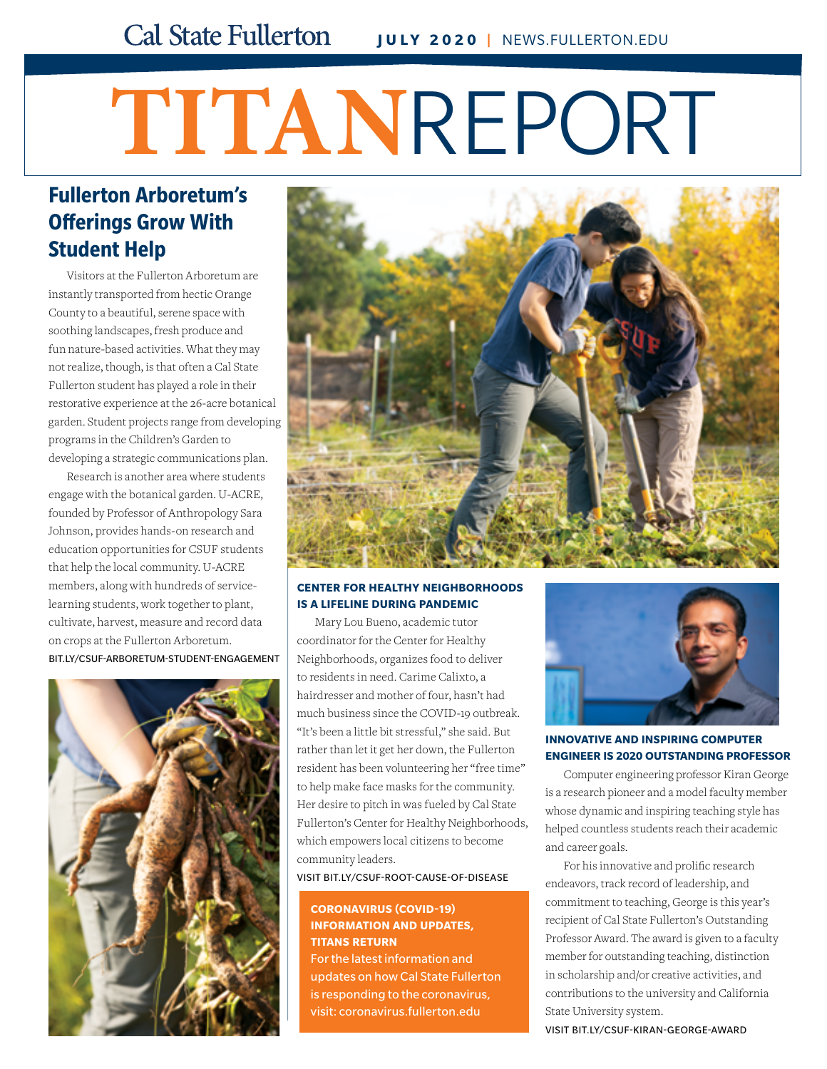Cal State Fullerton **JULY 2020** | NEWS.FULLERTON.EDU

# TITANREPORT

## Fullerton Arboretum's Offerings Grow With Student Help

Visitors at the Fullerton Arboretum are instantly transported from hectic Orange County to a beautiful, serene space with soothing landscapes, fresh produce and fun nature-based activities. What they may not realize, though, is that often a Cal State Fullerton student has played a role in their restorative experience at the 26-acre botanical garden. Student projects range from developing programs in the Children's Garden to developing a strategic communications plan.

Research is another area where students engage with the botanical garden. U-ACRE, founded by Professor of Anthropology Sara Johnson, provides hands-on research and education opportunities for CSUF students that help the local community. U-ACRE members, along with hundreds of service-learning students, work together to plant, cultivate, harvest, measure and record data on crops at the Fullerton Arboretum.

BIT.LY/CSUF-ARBORETUM-STUDENT-ENGAGEMENT

### CENTER FOR HEALTHY NEIGHBORHOODS IS A LIFELINE DURING PANDEMIC

Mary Lou Bueno, academic tutor coordinator for the Center for Healthy Neighborhoods, organizes food to deliver to residents in need. Carime Calixto, a hairdresser and mother of four, hasn't had much business since the COVID-19 outbreak. "It's been a little bit stressful," she said. But rather than let it get her down, the Fullerton resident has been volunteering her "free time" to help make face masks for the community. Her desire to pitch in was fueled by Cal State Fullerton's Center for Healthy Neighborhoods, which empowers local citizens to become community leaders.

VISIT BIT.LY/CSUF-ROOT-CAUSE-OF-DISEASE

**CORONAVIRUS (COVID-19) INFORMATION AND UPDATES, TITANS RETURN**

For the latest information and updates on how Cal State Fullerton is responding to the coronavirus, visit: coronavirus.fullerton.edu

### INNOVATIVE AND INSPIRING COMPUTER ENGINEER IS 2020 OUTSTANDING PROFESSOR

Computer engineering professor Kiran George is a research pioneer and a model faculty member whose dynamic and inspiring teaching style has helped countless students reach their academic and career goals.

For his innovative and prolific research endeavors, track record of leadership, and commitment to teaching, George is this year's recipient of Cal State Fullerton's Outstanding Professor Award. The award is given to a faculty member for outstanding teaching, distinction in scholarship and/or creative activities, and contributions to the university and California State University system.

VISIT BIT.LY/CSUF-KIRAN-GEORGE-AWARD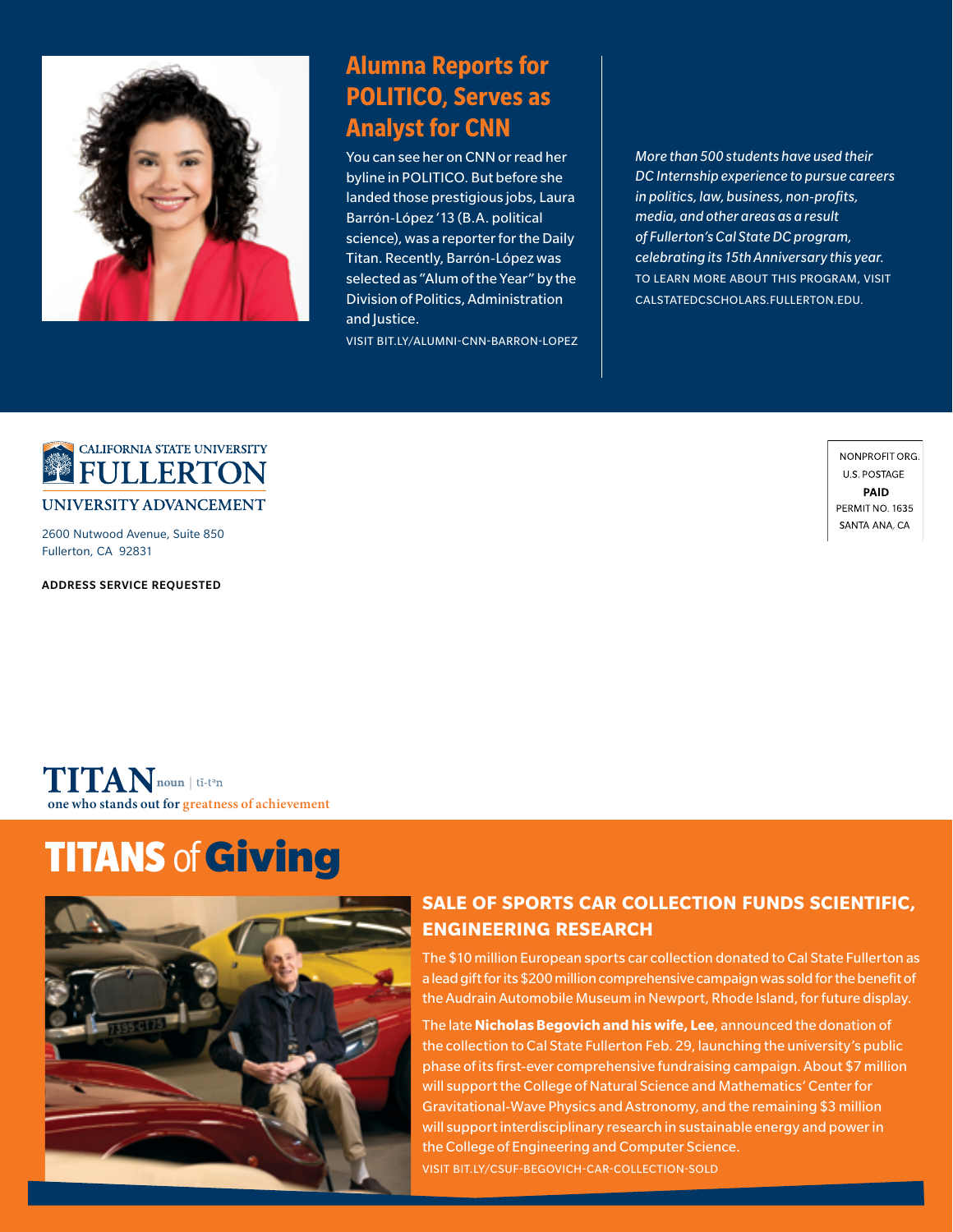## Alumna Reports for POLITICO, Serves as Analyst for CNN

You can see her on CNN or read her byline in POLITICO. But before she landed those prestigious jobs, Laura Barrón-López '13 (B.A. political science), was a reporter for the Daily Titan. Recently, Barrón-López was selected as "Alum of the Year" by the Division of Politics, Administration and Justice.

VISIT BIT.LY/ALUMNI-CNN-BARRON-LOPEZ

*More than 500 students have used their DC Internship experience to pursue careers in politics, law, business, non-profits, media, and other areas as a result of Fullerton's Cal State DC program, celebrating its 15th Anniversary this year.*

TO LEARN MORE ABOUT THIS PROGRAM, VISIT CALSTATEDCSCHOLARS.FULLERTON.EDU.

CALIFORNIA STATE UNIVERSITY
FULLERTON
UNIVERSITY ADVANCEMENT

2600 Nutwood Avenue, Suite 850
Fullerton, CA 92831

ADDRESS SERVICE REQUESTED

NONPROFIT ORG.
U.S. POSTAGE
**PAID**
PERMIT NO. 1635
SANTA ANA, CA

**TITAN** noun | tī-tᵊn
one who stands out for greatness of achievement

# TITANS of Giving

### SALE OF SPORTS CAR COLLECTION FUNDS SCIENTIFIC, ENGINEERING RESEARCH

The $10 million European sports car collection donated to Cal State Fullerton as a lead gift for its $200 million comprehensive campaign was sold for the benefit of the Audrain Automobile Museum in Newport, Rhode Island, for future display.

The late **Nicholas Begovich and his wife, Lee**, announced the donation of the collection to Cal State Fullerton Feb. 29, launching the university's public phase of its first-ever comprehensive fundraising campaign. About $7 million will support the College of Natural Science and Mathematics' Center for Gravitational-Wave Physics and Astronomy, and the remaining $3 million will support interdisciplinary research in sustainable energy and power in the College of Engineering and Computer Science.

VISIT BIT.LY/CSUF-BEGOVICH-CAR-COLLECTION-SOLD